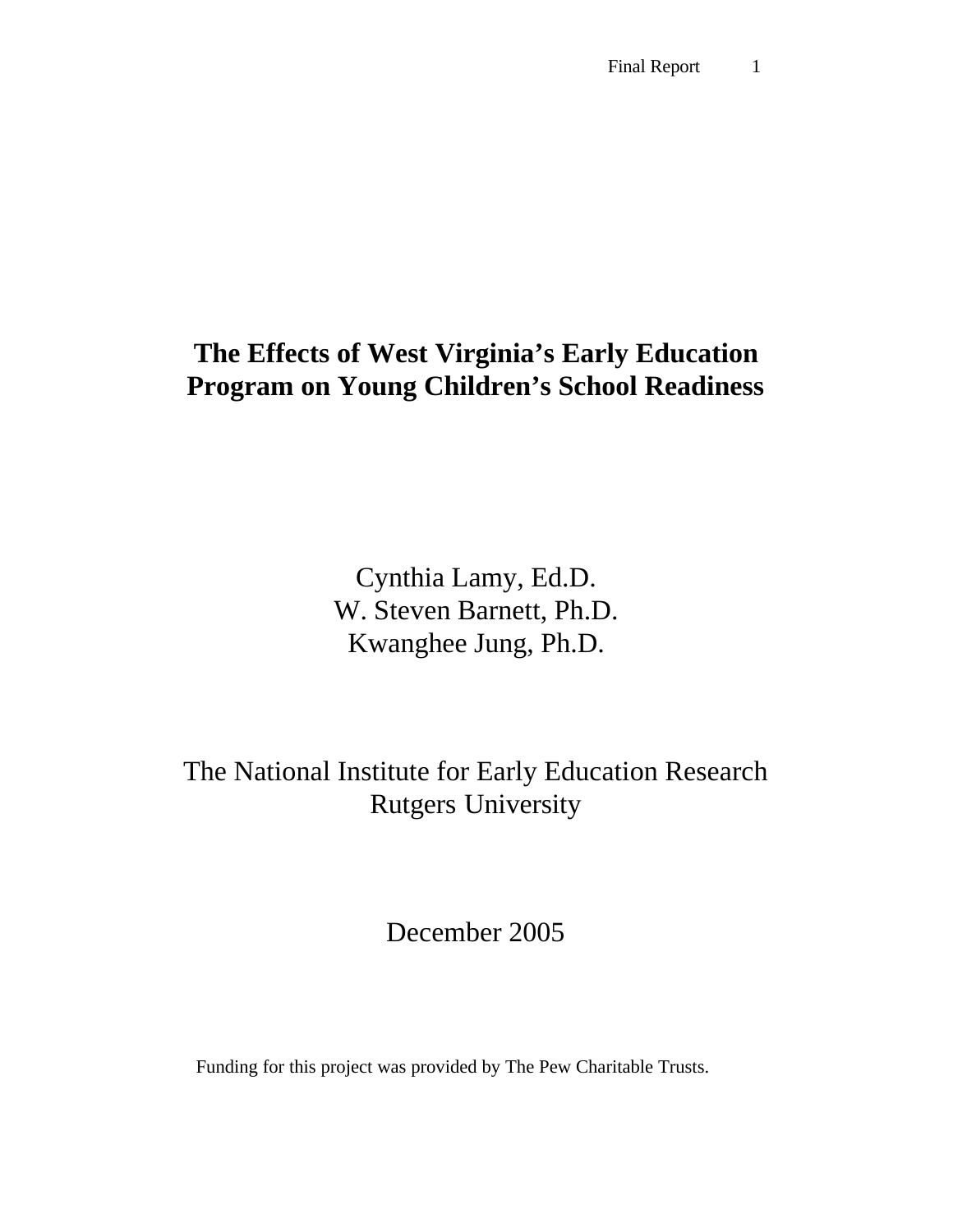# The Effects of West Virginia's Early Education Program on Young Children's School Readiness

Cynthia Lamy, Ed.D.
W. Steven Barnett, Ph.D.
Kwanghee Jung, Ph.D.

The National Institute for Early Education Research
Rutgers University

December 2005

Funding for this project was provided by The Pew Charitable Trusts.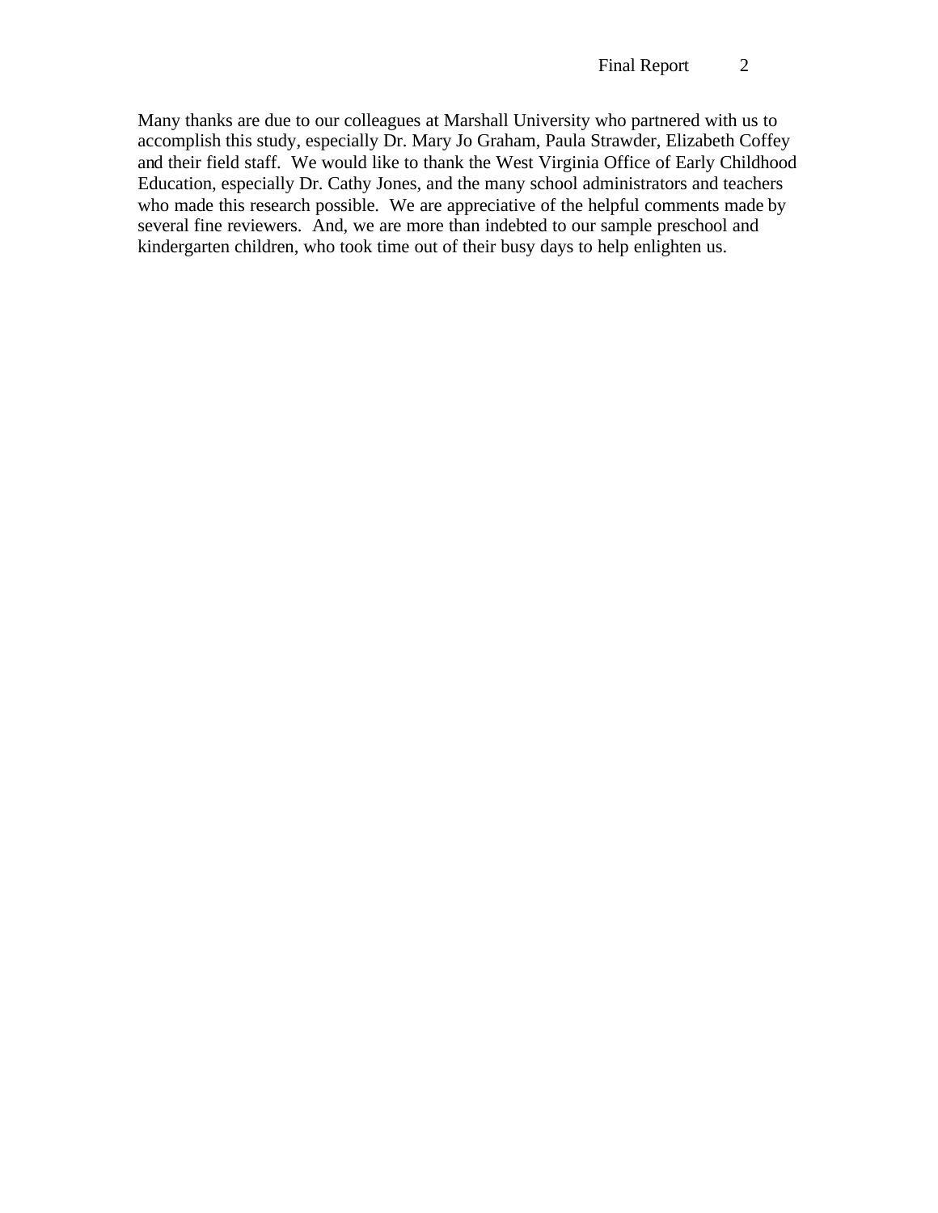Many thanks are due to our colleagues at Marshall University who partnered with us to accomplish this study, especially Dr. Mary Jo Graham, Paula Strawder, Elizabeth Coffey and their field staff. We would like to thank the West Virginia Office of Early Childhood Education, especially Dr. Cathy Jones, and the many school administrators and teachers who made this research possible. We are appreciative of the helpful comments made by several fine reviewers. And, we are more than indebted to our sample preschool and kindergarten children, who took time out of their busy days to help enlighten us.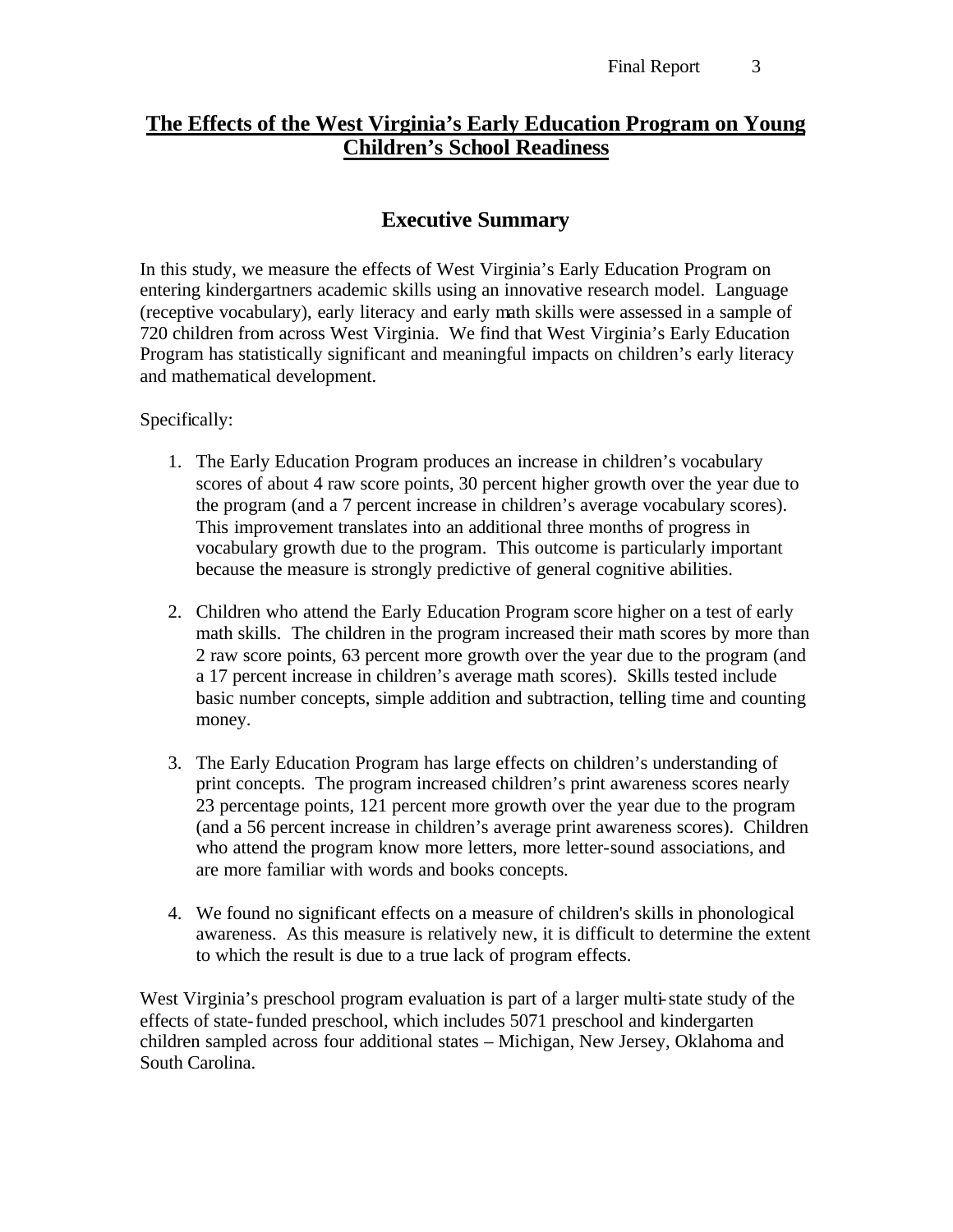# The Effects of the West Virginia's Early Education Program on Young Children's School Readiness

## Executive Summary

In this study, we measure the effects of West Virginia's Early Education Program on entering kindergartners academic skills using an innovative research model. Language (receptive vocabulary), early literacy and early math skills were assessed in a sample of 720 children from across West Virginia. We find that West Virginia's Early Education Program has statistically significant and meaningful impacts on children's early literacy and mathematical development.

Specifically:

1. The Early Education Program produces an increase in children's vocabulary scores of about 4 raw score points, 30 percent higher growth over the year due to the program (and a 7 percent increase in children's average vocabulary scores). This improvement translates into an additional three months of progress in vocabulary growth due to the program. This outcome is particularly important because the measure is strongly predictive of general cognitive abilities.

2. Children who attend the Early Education Program score higher on a test of early math skills. The children in the program increased their math scores by more than 2 raw score points, 63 percent more growth over the year due to the program (and a 17 percent increase in children's average math scores). Skills tested include basic number concepts, simple addition and subtraction, telling time and counting money.

3. The Early Education Program has large effects on children's understanding of print concepts. The program increased children's print awareness scores nearly 23 percentage points, 121 percent more growth over the year due to the program (and a 56 percent increase in children's average print awareness scores). Children who attend the program know more letters, more letter-sound associations, and are more familiar with words and books concepts.

4. We found no significant effects on a measure of children's skills in phonological awareness. As this measure is relatively new, it is difficult to determine the extent to which the result is due to a true lack of program effects.

West Virginia's preschool program evaluation is part of a larger multi-state study of the effects of state-funded preschool, which includes 5071 preschool and kindergarten children sampled across four additional states – Michigan, New Jersey, Oklahoma and South Carolina.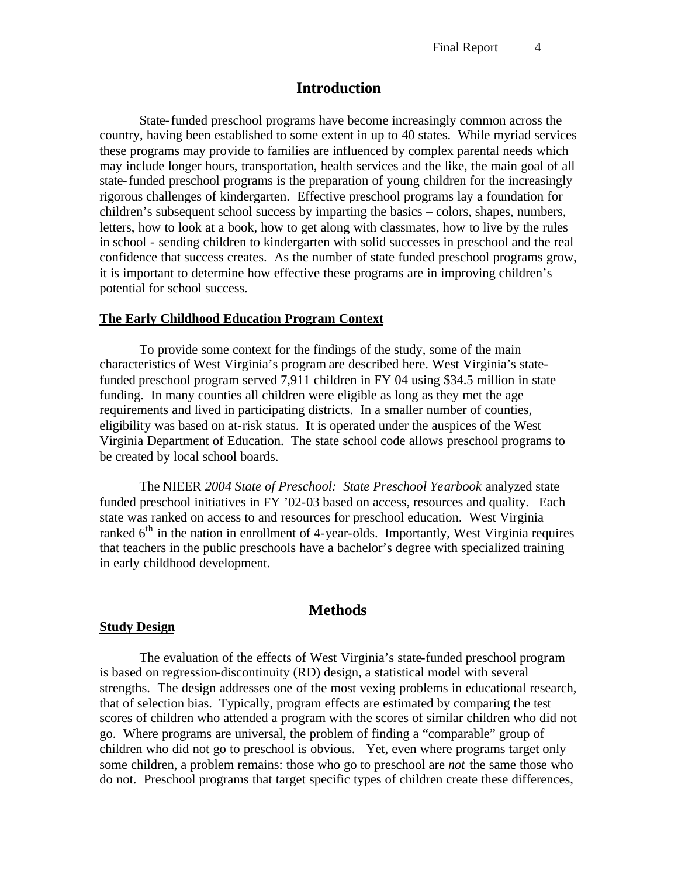# Introduction

State-funded preschool programs have become increasingly common across the country, having been established to some extent in up to 40 states. While myriad services these programs may provide to families are influenced by complex parental needs which may include longer hours, transportation, health services and the like, the main goal of all state-funded preschool programs is the preparation of young children for the increasingly rigorous challenges of kindergarten. Effective preschool programs lay a foundation for children's subsequent school success by imparting the basics – colors, shapes, numbers, letters, how to look at a book, how to get along with classmates, how to live by the rules in school - sending children to kindergarten with solid successes in preschool and the real confidence that success creates. As the number of state funded preschool programs grow, it is important to determine how effective these programs are in improving children's potential for school success.

## The Early Childhood Education Program Context

To provide some context for the findings of the study, some of the main characteristics of West Virginia's program are described here. West Virginia's state-funded preschool program served 7,911 children in FY 04 using $34.5 million in state funding. In many counties all children were eligible as long as they met the age requirements and lived in participating districts. In a smaller number of counties, eligibility was based on at-risk status. It is operated under the auspices of the West Virginia Department of Education. The state school code allows preschool programs to be created by local school boards.

The NIEER *2004 State of Preschool: State Preschool Yearbook* analyzed state funded preschool initiatives in FY '02-03 based on access, resources and quality. Each state was ranked on access to and resources for preschool education. West Virginia ranked 6th in the nation in enrollment of 4-year-olds. Importantly, West Virginia requires that teachers in the public preschools have a bachelor's degree with specialized training in early childhood development.

# Methods

## Study Design

The evaluation of the effects of West Virginia's state-funded preschool program is based on regression-discontinuity (RD) design, a statistical model with several strengths. The design addresses one of the most vexing problems in educational research, that of selection bias. Typically, program effects are estimated by comparing the test scores of children who attended a program with the scores of similar children who did not go. Where programs are universal, the problem of finding a "comparable" group of children who did not go to preschool is obvious. Yet, even where programs target only some children, a problem remains: those who go to preschool are *not* the same those who do not. Preschool programs that target specific types of children create these differences,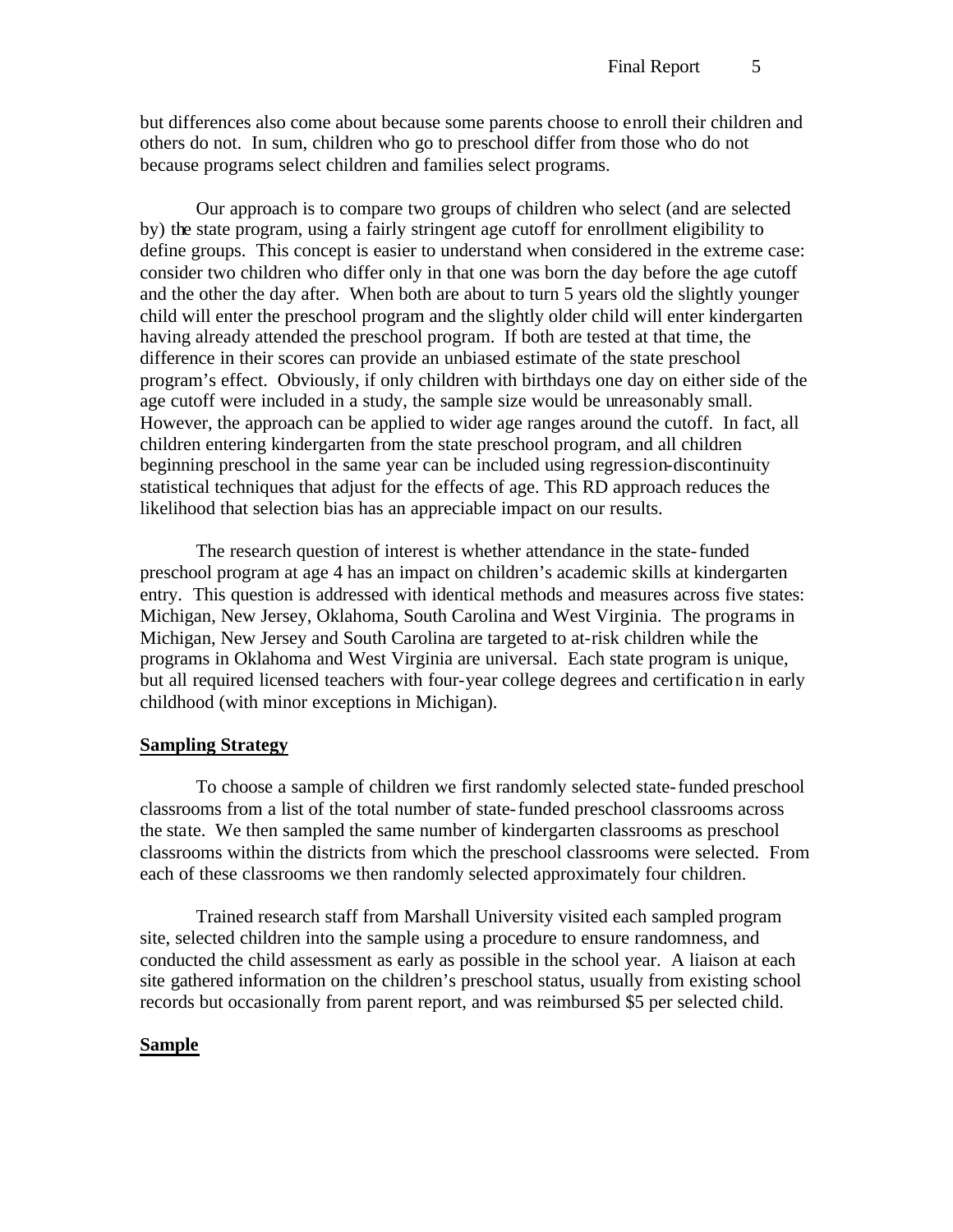but differences also come about because some parents choose to enroll their children and others do not. In sum, children who go to preschool differ from those who do not because programs select children and families select programs.

Our approach is to compare two groups of children who select (and are selected by) the state program, using a fairly stringent age cutoff for enrollment eligibility to define groups. This concept is easier to understand when considered in the extreme case: consider two children who differ only in that one was born the day before the age cutoff and the other the day after. When both are about to turn 5 years old the slightly younger child will enter the preschool program and the slightly older child will enter kindergarten having already attended the preschool program. If both are tested at that time, the difference in their scores can provide an unbiased estimate of the state preschool program's effect. Obviously, if only children with birthdays one day on either side of the age cutoff were included in a study, the sample size would be unreasonably small. However, the approach can be applied to wider age ranges around the cutoff. In fact, all children entering kindergarten from the state preschool program, and all children beginning preschool in the same year can be included using regression-discontinuity statistical techniques that adjust for the effects of age. This RD approach reduces the likelihood that selection bias has an appreciable impact on our results.

The research question of interest is whether attendance in the state-funded preschool program at age 4 has an impact on children's academic skills at kindergarten entry. This question is addressed with identical methods and measures across five states: Michigan, New Jersey, Oklahoma, South Carolina and West Virginia. The programs in Michigan, New Jersey and South Carolina are targeted to at-risk children while the programs in Oklahoma and West Virginia are universal. Each state program is unique, but all required licensed teachers with four-year college degrees and certification in early childhood (with minor exceptions in Michigan).

## Sampling Strategy

To choose a sample of children we first randomly selected state-funded preschool classrooms from a list of the total number of state-funded preschool classrooms across the state. We then sampled the same number of kindergarten classrooms as preschool classrooms within the districts from which the preschool classrooms were selected. From each of these classrooms we then randomly selected approximately four children.

Trained research staff from Marshall University visited each sampled program site, selected children into the sample using a procedure to ensure randomness, and conducted the child assessment as early as possible in the school year. A liaison at each site gathered information on the children's preschool status, usually from existing school records but occasionally from parent report, and was reimbursed $5 per selected child.

## Sample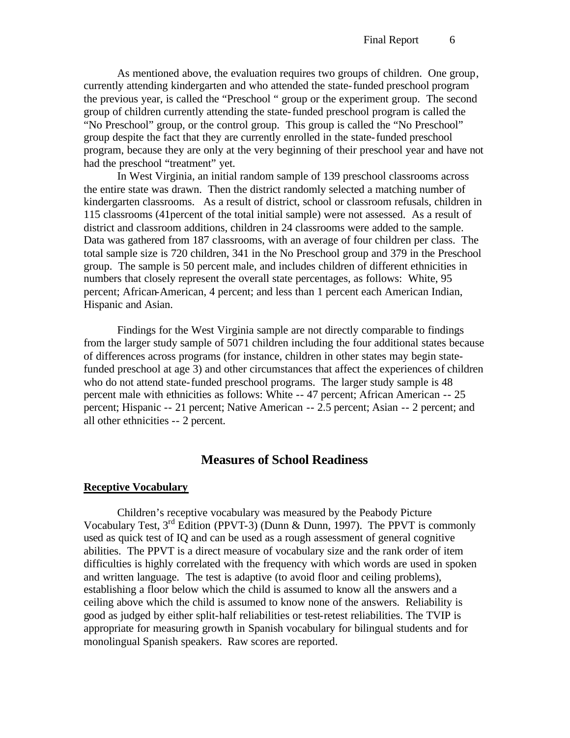As mentioned above, the evaluation requires two groups of children. One group, currently attending kindergarten and who attended the state-funded preschool program the previous year, is called the "Preschool " group or the experiment group. The second group of children currently attending the state-funded preschool program is called the "No Preschool" group, or the control group. This group is called the "No Preschool" group despite the fact that they are currently enrolled in the state-funded preschool program, because they are only at the very beginning of their preschool year and have not had the preschool "treatment" yet.

In West Virginia, an initial random sample of 139 preschool classrooms across the entire state was drawn. Then the district randomly selected a matching number of kindergarten classrooms. As a result of district, school or classroom refusals, children in 115 classrooms (41percent of the total initial sample) were not assessed. As a result of district and classroom additions, children in 24 classrooms were added to the sample. Data was gathered from 187 classrooms, with an average of four children per class. The total sample size is 720 children, 341 in the No Preschool group and 379 in the Preschool group. The sample is 50 percent male, and includes children of different ethnicities in numbers that closely represent the overall state percentages, as follows: White, 95 percent; African-American, 4 percent; and less than 1 percent each American Indian, Hispanic and Asian.

Findings for the West Virginia sample are not directly comparable to findings from the larger study sample of 5071 children including the four additional states because of differences across programs (for instance, children in other states may begin state-funded preschool at age 3) and other circumstances that affect the experiences of children who do not attend state-funded preschool programs. The larger study sample is 48 percent male with ethnicities as follows: White -- 47 percent; African American -- 25 percent; Hispanic -- 21 percent; Native American -- 2.5 percent; Asian -- 2 percent; and all other ethnicities -- 2 percent.

## Measures of School Readiness

**Receptive Vocabulary**

Children's receptive vocabulary was measured by the Peabody Picture Vocabulary Test, 3rd Edition (PPVT-3) (Dunn & Dunn, 1997). The PPVT is commonly used as quick test of IQ and can be used as a rough assessment of general cognitive abilities. The PPVT is a direct measure of vocabulary size and the rank order of item difficulties is highly correlated with the frequency with which words are used in spoken and written language. The test is adaptive (to avoid floor and ceiling problems), establishing a floor below which the child is assumed to know all the answers and a ceiling above which the child is assumed to know none of the answers. Reliability is good as judged by either split-half reliabilities or test-retest reliabilities. The TVIP is appropriate for measuring growth in Spanish vocabulary for bilingual students and for monolingual Spanish speakers. Raw scores are reported.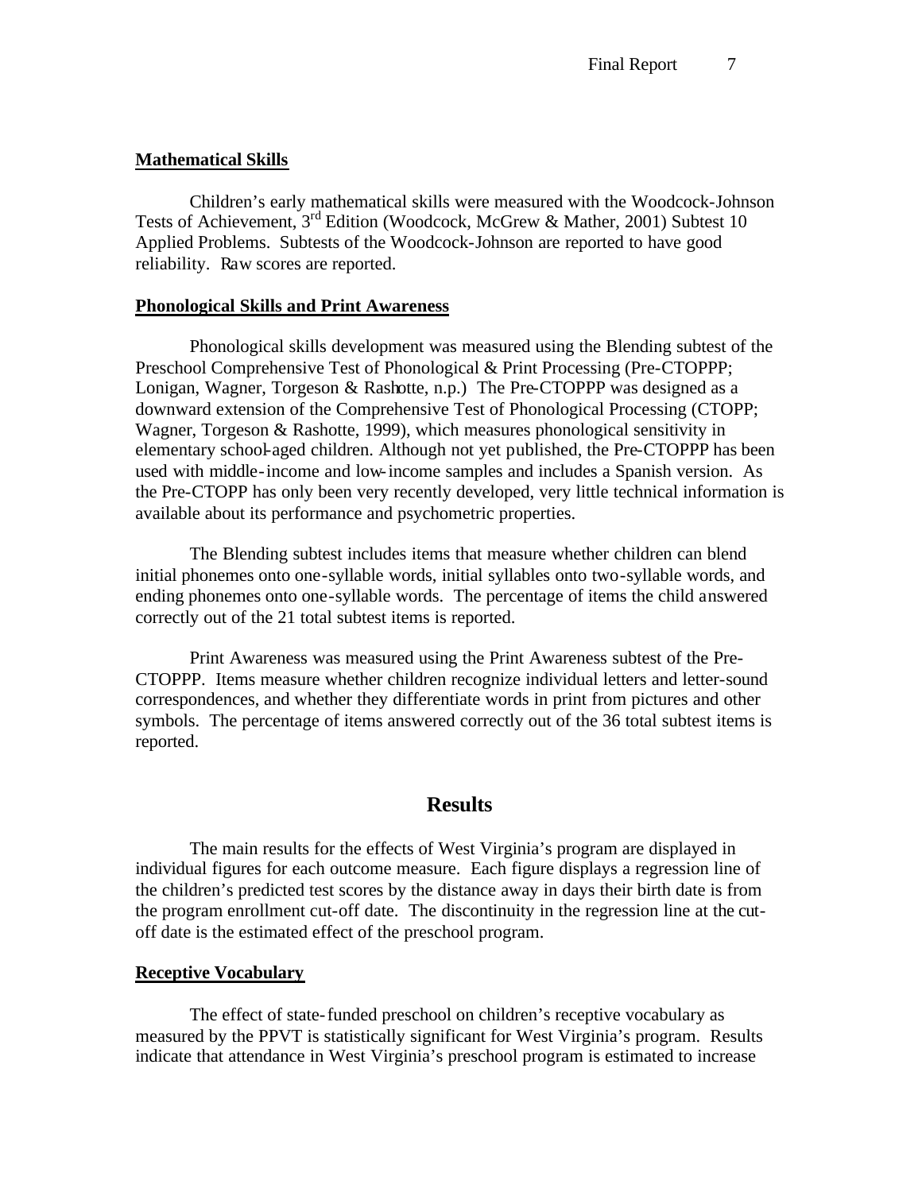**Mathematical Skills**

Children's early mathematical skills were measured with the Woodcock-Johnson Tests of Achievement, 3rd Edition (Woodcock, McGrew & Mather, 2001) Subtest 10 Applied Problems. Subtests of the Woodcock-Johnson are reported to have good reliability. Raw scores are reported.

**Phonological Skills and Print Awareness**

Phonological skills development was measured using the Blending subtest of the Preschool Comprehensive Test of Phonological & Print Processing (Pre-CTOPPP; Lonigan, Wagner, Torgeson & Rashotte, n.p.) The Pre-CTOPPP was designed as a downward extension of the Comprehensive Test of Phonological Processing (CTOPP; Wagner, Torgeson & Rashotte, 1999), which measures phonological sensitivity in elementary school-aged children. Although not yet published, the Pre-CTOPPP has been used with middle-income and low-income samples and includes a Spanish version. As the Pre-CTOPP has only been very recently developed, very little technical information is available about its performance and psychometric properties.

The Blending subtest includes items that measure whether children can blend initial phonemes onto one-syllable words, initial syllables onto two-syllable words, and ending phonemes onto one-syllable words. The percentage of items the child answered correctly out of the 21 total subtest items is reported.

Print Awareness was measured using the Print Awareness subtest of the Pre-CTOPPP. Items measure whether children recognize individual letters and letter-sound correspondences, and whether they differentiate words in print from pictures and other symbols. The percentage of items answered correctly out of the 36 total subtest items is reported.

## Results

The main results for the effects of West Virginia's program are displayed in individual figures for each outcome measure. Each figure displays a regression line of the children's predicted test scores by the distance away in days their birth date is from the program enrollment cut-off date. The discontinuity in the regression line at the cut-off date is the estimated effect of the preschool program.

**Receptive Vocabulary**

The effect of state-funded preschool on children's receptive vocabulary as measured by the PPVT is statistically significant for West Virginia's program. Results indicate that attendance in West Virginia's preschool program is estimated to increase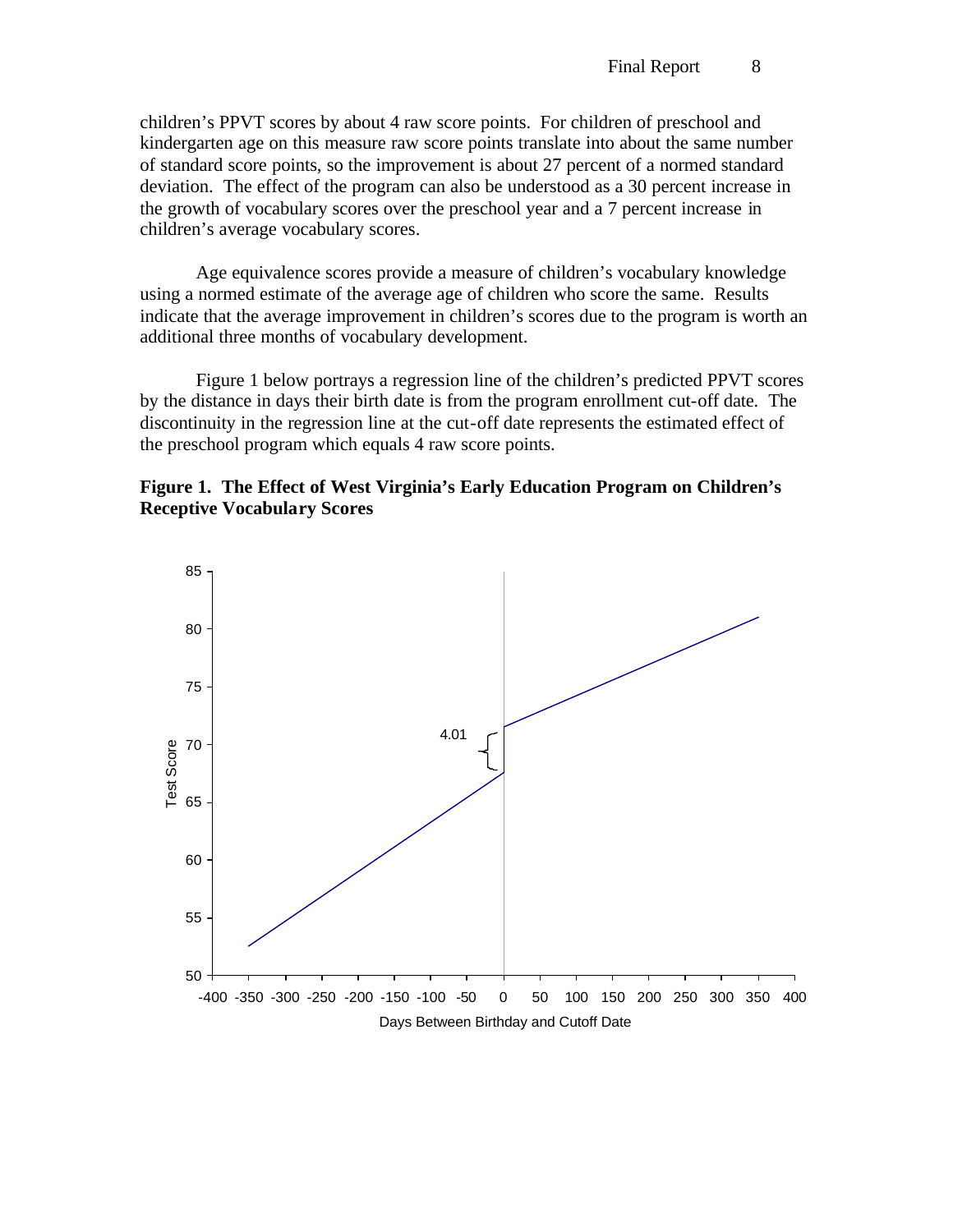children's PPVT scores by about 4 raw score points. For children of preschool and kindergarten age on this measure raw score points translate into about the same number of standard score points, so the improvement is about 27 percent of a normed standard deviation. The effect of the program can also be understood as a 30 percent increase in the growth of vocabulary scores over the preschool year and a 7 percent increase in children's average vocabulary scores.

Age equivalence scores provide a measure of children's vocabulary knowledge using a normed estimate of the average age of children who score the same. Results indicate that the average improvement in children's scores due to the program is worth an additional three months of vocabulary development.

Figure 1 below portrays a regression line of the children's predicted PPVT scores by the distance in days their birth date is from the program enrollment cut-off date. The discontinuity in the regression line at the cut-off date represents the estimated effect of the preschool program which equals 4 raw score points.

**Figure 1. The Effect of West Virginia's Early Education Program on Children's Receptive Vocabulary Scores**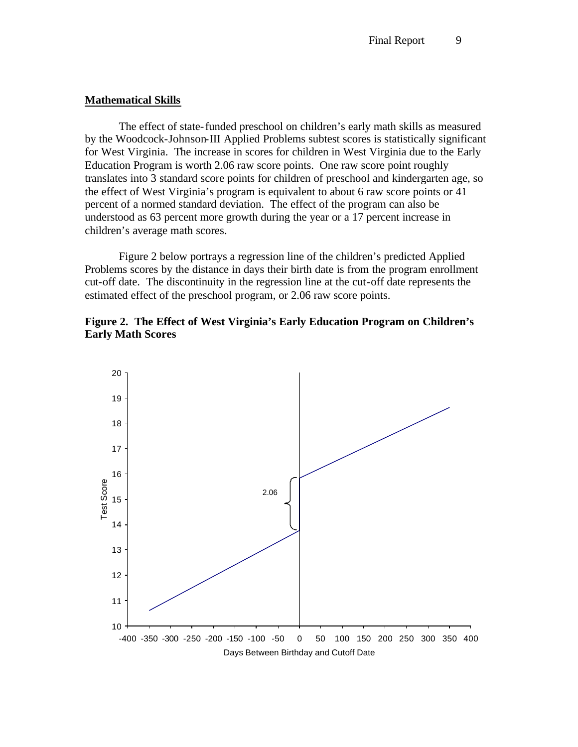## Mathematical Skills

The effect of state-funded preschool on children's early math skills as measured by the Woodcock-Johnson-III Applied Problems subtest scores is statistically significant for West Virginia. The increase in scores for children in West Virginia due to the Early Education Program is worth 2.06 raw score points. One raw score point roughly translates into 3 standard score points for children of preschool and kindergarten age, so the effect of West Virginia's program is equivalent to about 6 raw score points or 41 percent of a normed standard deviation. The effect of the program can also be understood as 63 percent more growth during the year or a 17 percent increase in children's average math scores.

Figure 2 below portrays a regression line of the children's predicted Applied Problems scores by the distance in days their birth date is from the program enrollment cut-off date. The discontinuity in the regression line at the cut-off date represents the estimated effect of the preschool program, or 2.06 raw score points.

**Figure 2. The Effect of West Virginia's Early Education Program on Children's Early Math Scores**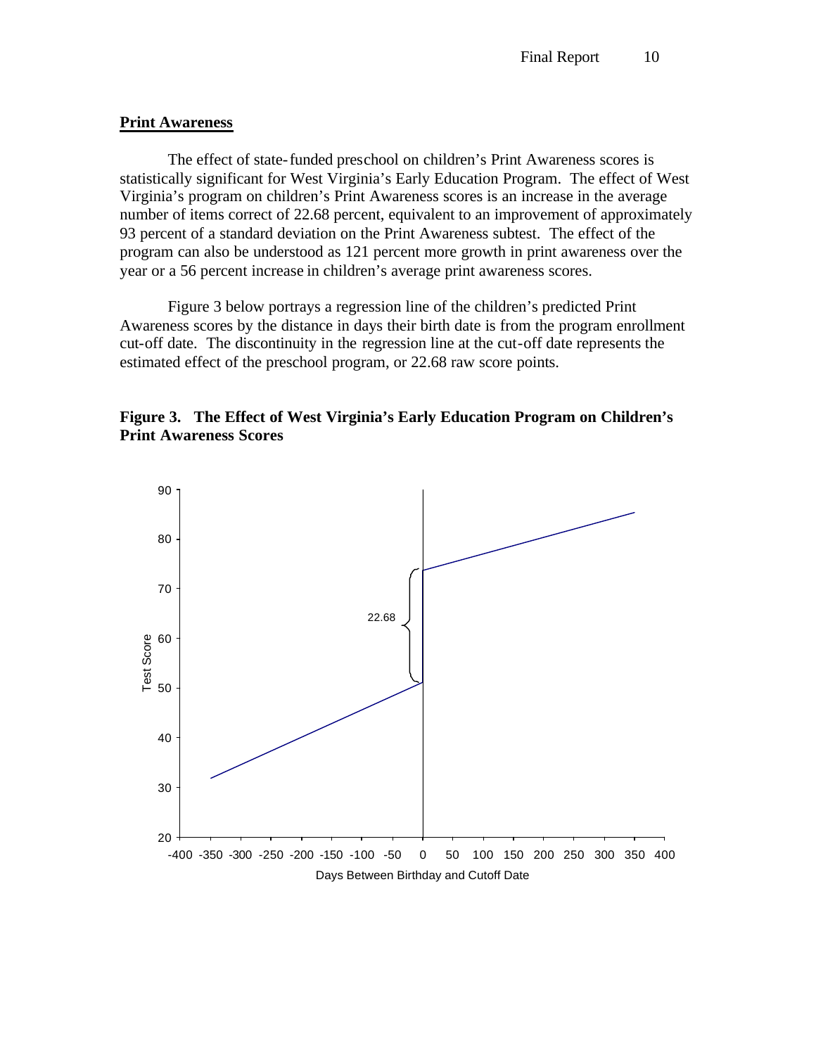## Print Awareness

The effect of state-funded preschool on children's Print Awareness scores is statistically significant for West Virginia's Early Education Program. The effect of West Virginia's program on children's Print Awareness scores is an increase in the average number of items correct of 22.68 percent, equivalent to an improvement of approximately 93 percent of a standard deviation on the Print Awareness subtest. The effect of the program can also be understood as 121 percent more growth in print awareness over the year or a 56 percent increase in children's average print awareness scores.

Figure 3 below portrays a regression line of the children's predicted Print Awareness scores by the distance in days their birth date is from the program enrollment cut-off date. The discontinuity in the regression line at the cut-off date represents the estimated effect of the preschool program, or 22.68 raw score points.

**Figure 3. The Effect of West Virginia's Early Education Program on Children's Print Awareness Scores**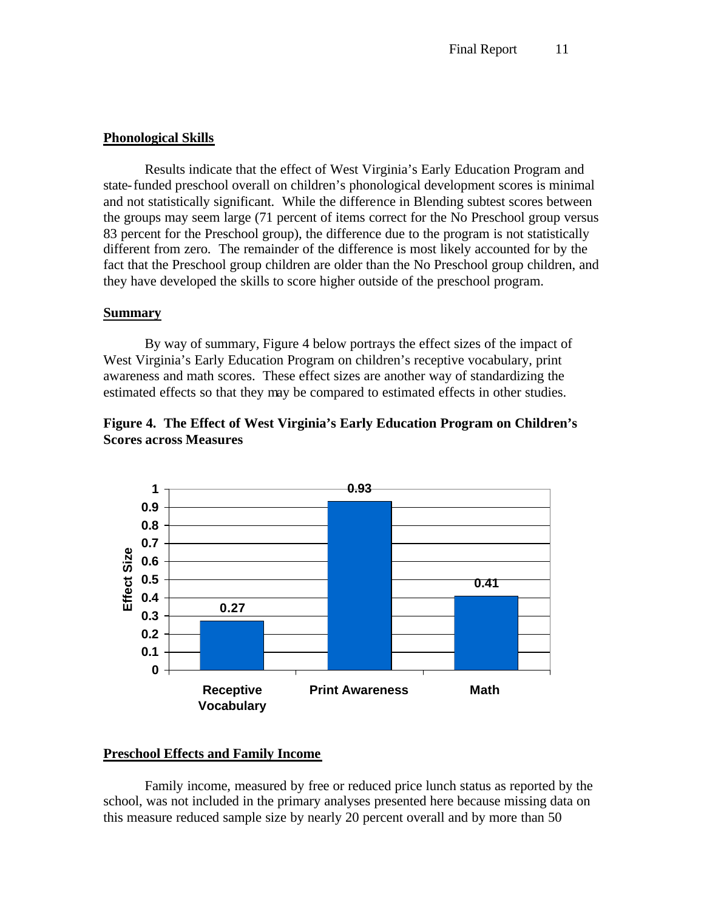## Phonological Skills

Results indicate that the effect of West Virginia's Early Education Program and state-funded preschool overall on children's phonological development scores is minimal and not statistically significant. While the difference in Blending subtest scores between the groups may seem large (71 percent of items correct for the No Preschool group versus 83 percent for the Preschool group), the difference due to the program is not statistically different from zero. The remainder of the difference is most likely accounted for by the fact that the Preschool group children are older than the No Preschool group children, and they have developed the skills to score higher outside of the preschool program.

## Summary

By way of summary, Figure 4 below portrays the effect sizes of the impact of West Virginia's Early Education Program on children's receptive vocabulary, print awareness and math scores. These effect sizes are another way of standardizing the estimated effects so that they may be compared to estimated effects in other studies.

**Figure 4. The Effect of West Virginia's Early Education Program on Children's Scores across Measures**

## Preschool Effects and Family Income

Family income, measured by free or reduced price lunch status as reported by the school, was not included in the primary analyses presented here because missing data on this measure reduced sample size by nearly 20 percent overall and by more than 50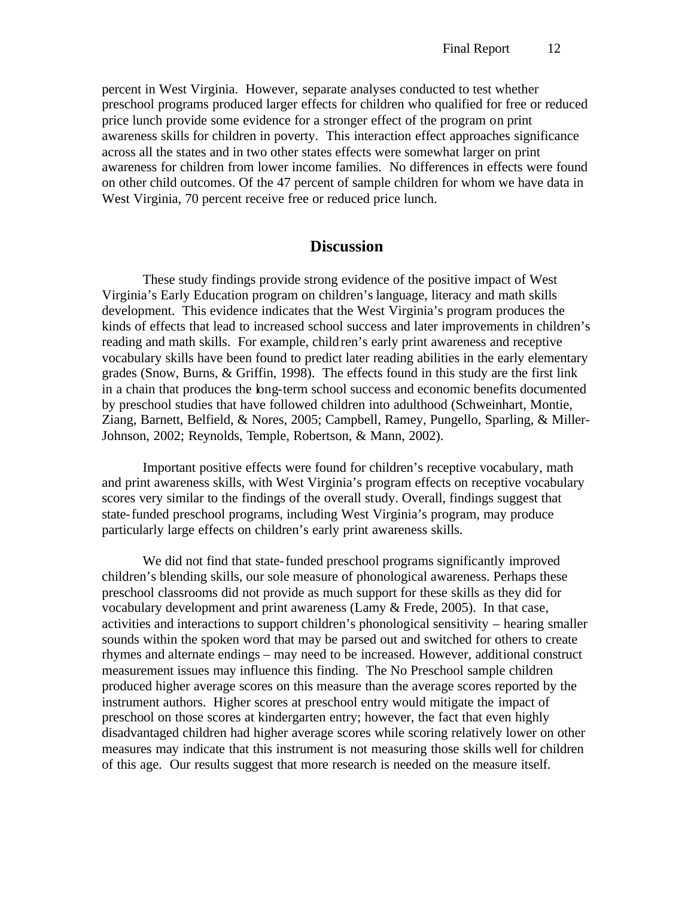percent in West Virginia. However, separate analyses conducted to test whether preschool programs produced larger effects for children who qualified for free or reduced price lunch provide some evidence for a stronger effect of the program on print awareness skills for children in poverty. This interaction effect approaches significance across all the states and in two other states effects were somewhat larger on print awareness for children from lower income families. No differences in effects were found on other child outcomes. Of the 47 percent of sample children for whom we have data in West Virginia, 70 percent receive free or reduced price lunch.

## Discussion

These study findings provide strong evidence of the positive impact of West Virginia's Early Education program on children's language, literacy and math skills development. This evidence indicates that the West Virginia's program produces the kinds of effects that lead to increased school success and later improvements in children's reading and math skills. For example, children's early print awareness and receptive vocabulary skills have been found to predict later reading abilities in the early elementary grades (Snow, Burns, & Griffin, 1998). The effects found in this study are the first link in a chain that produces the long-term school success and economic benefits documented by preschool studies that have followed children into adulthood (Schweinhart, Montie, Ziang, Barnett, Belfield, & Nores, 2005; Campbell, Ramey, Pungello, Sparling, & Miller-Johnson, 2002; Reynolds, Temple, Robertson, & Mann, 2002).

Important positive effects were found for children's receptive vocabulary, math and print awareness skills, with West Virginia's program effects on receptive vocabulary scores very similar to the findings of the overall study. Overall, findings suggest that state-funded preschool programs, including West Virginia's program, may produce particularly large effects on children's early print awareness skills.

We did not find that state-funded preschool programs significantly improved children's blending skills, our sole measure of phonological awareness. Perhaps these preschool classrooms did not provide as much support for these skills as they did for vocabulary development and print awareness (Lamy & Frede, 2005). In that case, activities and interactions to support children's phonological sensitivity – hearing smaller sounds within the spoken word that may be parsed out and switched for others to create rhymes and alternate endings – may need to be increased. However, additional construct measurement issues may influence this finding. The No Preschool sample children produced higher average scores on this measure than the average scores reported by the instrument authors. Higher scores at preschool entry would mitigate the impact of preschool on those scores at kindergarten entry; however, the fact that even highly disadvantaged children had higher average scores while scoring relatively lower on other measures may indicate that this instrument is not measuring those skills well for children of this age. Our results suggest that more research is needed on the measure itself.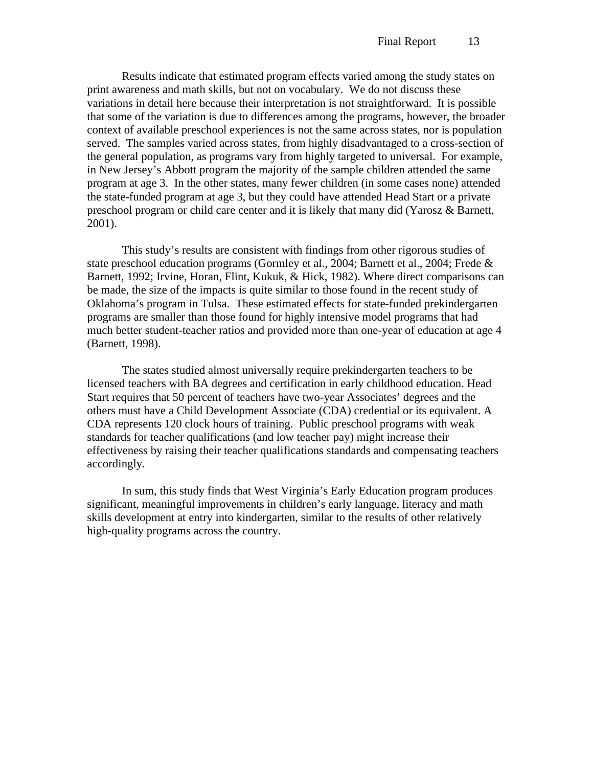Results indicate that estimated program effects varied among the study states on print awareness and math skills, but not on vocabulary. We do not discuss these variations in detail here because their interpretation is not straightforward. It is possible that some of the variation is due to differences among the programs, however, the broader context of available preschool experiences is not the same across states, nor is population served. The samples varied across states, from highly disadvantaged to a cross-section of the general population, as programs vary from highly targeted to universal. For example, in New Jersey's Abbott program the majority of the sample children attended the same program at age 3. In the other states, many fewer children (in some cases none) attended the state-funded program at age 3, but they could have attended Head Start or a private preschool program or child care center and it is likely that many did (Yarosz & Barnett, 2001).

This study's results are consistent with findings from other rigorous studies of state preschool education programs (Gormley et al., 2004; Barnett et al., 2004; Frede & Barnett, 1992; Irvine, Horan, Flint, Kukuk, & Hick, 1982). Where direct comparisons can be made, the size of the impacts is quite similar to those found in the recent study of Oklahoma's program in Tulsa. These estimated effects for state-funded prekindergarten programs are smaller than those found for highly intensive model programs that had much better student-teacher ratios and provided more than one-year of education at age 4 (Barnett, 1998).

The states studied almost universally require prekindergarten teachers to be licensed teachers with BA degrees and certification in early childhood education. Head Start requires that 50 percent of teachers have two-year Associates' degrees and the others must have a Child Development Associate (CDA) credential or its equivalent. A CDA represents 120 clock hours of training. Public preschool programs with weak standards for teacher qualifications (and low teacher pay) might increase their effectiveness by raising their teacher qualifications standards and compensating teachers accordingly.

In sum, this study finds that West Virginia's Early Education program produces significant, meaningful improvements in children's early language, literacy and math skills development at entry into kindergarten, similar to the results of other relatively high-quality programs across the country.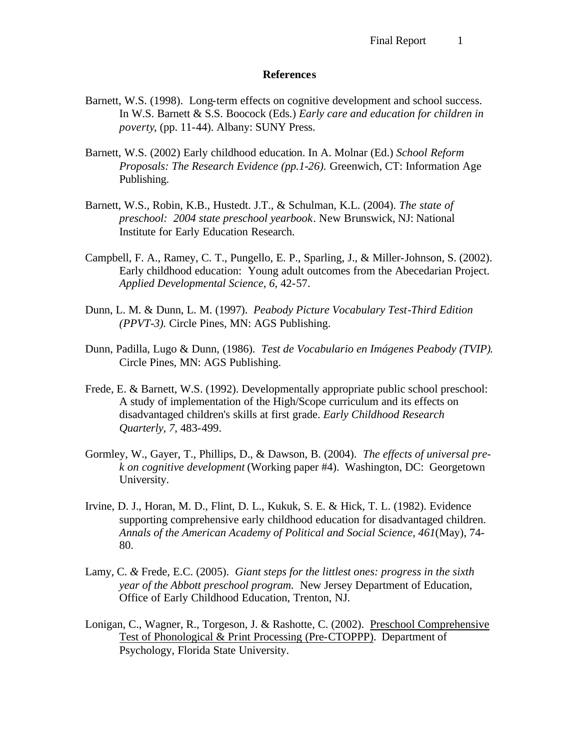## References

Barnett, W.S. (1998). Long-term effects on cognitive development and school success. In W.S. Barnett & S.S. Boocock (Eds.) *Early care and education for children in poverty*, (pp. 11-44). Albany: SUNY Press.

Barnett, W.S. (2002) Early childhood education. In A. Molnar (Ed.) *School Reform Proposals: The Research Evidence (pp.1-26)*. Greenwich, CT: Information Age Publishing.

Barnett, W.S., Robin, K.B., Hustedt. J.T., & Schulman, K.L. (2004). *The state of preschool: 2004 state preschool yearbook*. New Brunswick, NJ: National Institute for Early Education Research.

Campbell, F. A., Ramey, C. T., Pungello, E. P., Sparling, J., & Miller-Johnson, S. (2002). Early childhood education: Young adult outcomes from the Abecedarian Project. *Applied Developmental Science, 6*, 42-57.

Dunn, L. M. & Dunn, L. M. (1997). *Peabody Picture Vocabulary Test-Third Edition (PPVT-3).* Circle Pines, MN: AGS Publishing.

Dunn, Padilla, Lugo & Dunn, (1986). *Test de Vocabulario en Imágenes Peabody (TVIP).* Circle Pines, MN: AGS Publishing.

Frede, E. & Barnett, W.S. (1992). Developmentally appropriate public school preschool: A study of implementation of the High/Scope curriculum and its effects on disadvantaged children's skills at first grade. *Early Childhood Research Quarterly, 7,* 483-499.

Gormley, W., Gayer, T., Phillips, D., & Dawson, B. (2004). *The effects of universal pre-k on cognitive development* (Working paper #4). Washington, DC: Georgetown University.

Irvine, D. J., Horan, M. D., Flint, D. L., Kukuk, S. E. & Hick, T. L. (1982). Evidence supporting comprehensive early childhood education for disadvantaged children. *Annals of the American Academy of Political and Social Science, 461*(May), 74-80.

Lamy, C. & Frede, E.C. (2005). *Giant steps for the littlest ones: progress in the sixth year of the Abbott preschool program.* New Jersey Department of Education, Office of Early Childhood Education, Trenton, NJ.

Lonigan, C., Wagner, R., Torgeson, J. & Rashotte, C. (2002). <u>Preschool Comprehensive Test of Phonological & Print Processing (Pre-CTOPPP)</u>. Department of Psychology, Florida State University.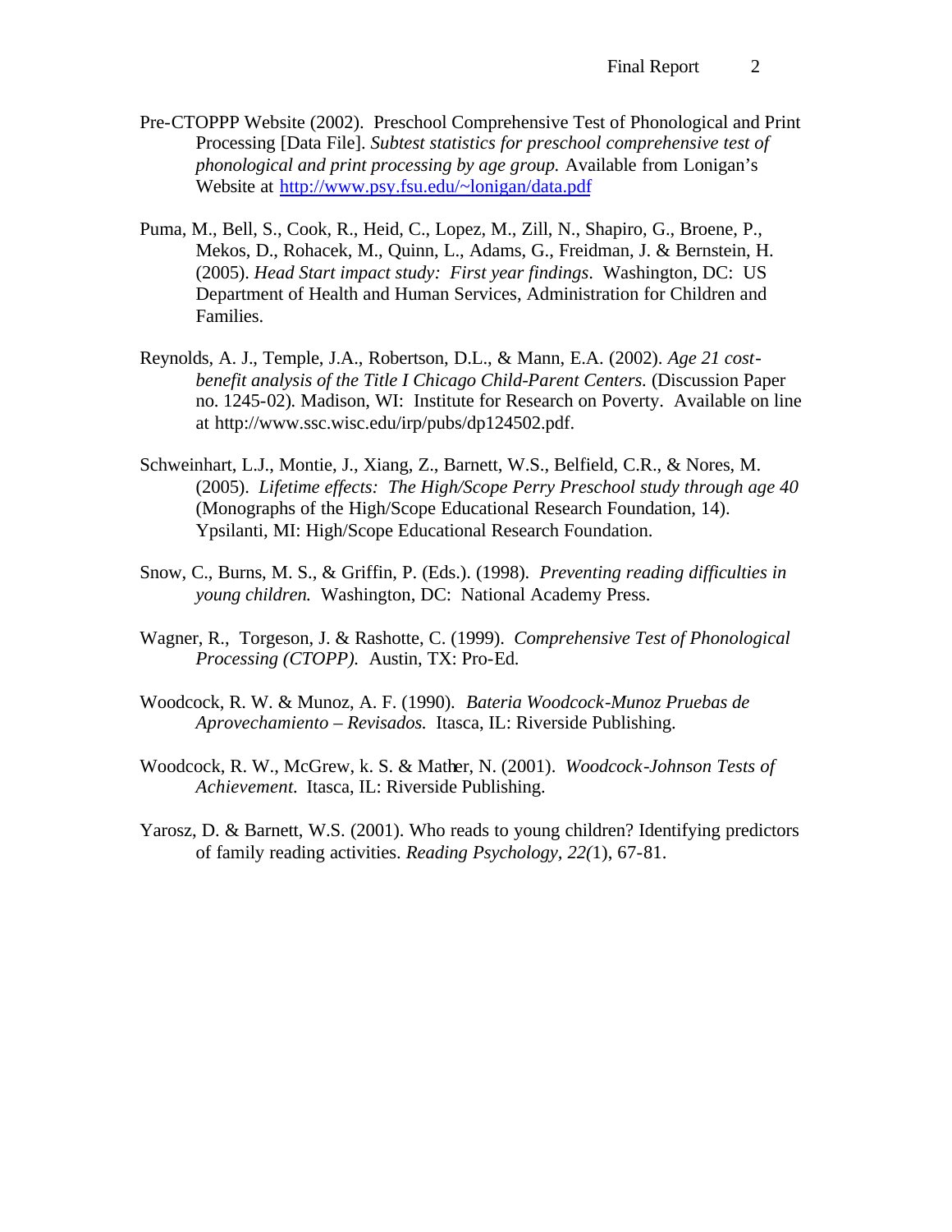Pre-CTOPPP Website (2002). Preschool Comprehensive Test of Phonological and Print Processing [Data File]. *Subtest statistics for preschool comprehensive test of phonological and print processing by age group.* Available from Lonigan's Website at http://www.psy.fsu.edu/~lonigan/data.pdf

Puma, M., Bell, S., Cook, R., Heid, C., Lopez, M., Zill, N., Shapiro, G., Broene, P., Mekos, D., Rohacek, M., Quinn, L., Adams, G., Freidman, J. & Bernstein, H. (2005). *Head Start impact study: First year findings*. Washington, DC: US Department of Health and Human Services, Administration for Children and Families.

Reynolds, A. J., Temple, J.A., Robertson, D.L., & Mann, E.A. (2002). *Age 21 cost-benefit analysis of the Title I Chicago Child-Parent Centers.* (Discussion Paper no. 1245-02). Madison, WI: Institute for Research on Poverty. Available on line at http://www.ssc.wisc.edu/irp/pubs/dp124502.pdf.

Schweinhart, L.J., Montie, J., Xiang, Z., Barnett, W.S., Belfield, C.R., & Nores, M. (2005). *Lifetime effects: The High/Scope Perry Preschool study through age 40* (Monographs of the High/Scope Educational Research Foundation, 14). Ypsilanti, MI: High/Scope Educational Research Foundation.

Snow, C., Burns, M. S., & Griffin, P. (Eds.). (1998). *Preventing reading difficulties in young children.* Washington, DC: National Academy Press.

Wagner, R., Torgeson, J. & Rashotte, C. (1999). *Comprehensive Test of Phonological Processing (CTOPP).* Austin, TX: Pro-Ed.

Woodcock, R. W. & Munoz, A. F. (1990). *Bateria Woodcock-Munoz Pruebas de Aprovechamiento – Revisados.* Itasca, IL: Riverside Publishing.

Woodcock, R. W., McGrew, k. S. & Mather, N. (2001). *Woodcock-Johnson Tests of Achievement.* Itasca, IL: Riverside Publishing.

Yarosz, D. & Barnett, W.S. (2001). Who reads to young children? Identifying predictors of family reading activities. *Reading Psychology, 22(*1), 67-81.